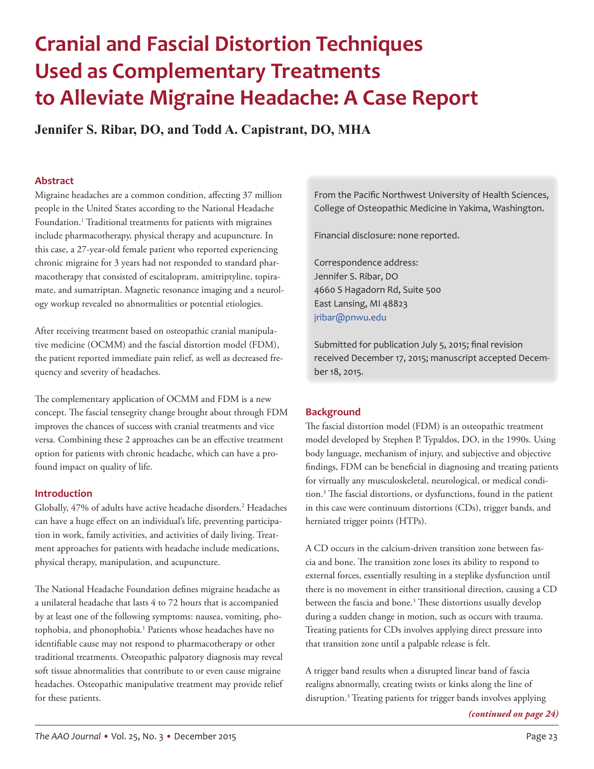# Cranial and Fascial Distortion Techniques Used as Complementary Treatments to Alleviate Migraine Headache: A Case Report

**Jennifer S. Ribar, DO, and Todd A. Capistrant, DO, MHA**

## Abstract

Migraine headaches are a common condition, affecting 37 million people in the United States according to the National Headache Foundation.[1] Traditional treatments for patients with migraines include pharmacotherapy, physical therapy and acupuncture. In this case, a 27-year-old female patient who reported experiencing chronic migraine for 3 years had not responded to standard pharmacotherapy that consisted of escitalopram, amitriptyline, topiramate, and sumatriptan. Magnetic resonance imaging and a neurology workup revealed no abnormalities or potential etiologies.

After receiving treatment based on osteopathic cranial manipulative medicine (OCMM) and the fascial distortion model (FDM), the patient reported immediate pain relief, as well as decreased frequency and severity of headaches.

The complementary application of OCMM and FDM is a new concept. The fascial tensegrity change brought about through FDM improves the chances of success with cranial treatments and vice versa. Combining these 2 approaches can be an effective treatment option for patients with chronic headache, which can have a profound impact on quality of life.

From the Pacific Northwest University of Health Sciences, College of Osteopathic Medicine in Yakima, Washington.

Financial disclosure: none reported.

Correspondence address:
Jennifer S. Ribar, DO
4660 S Hagadorn Rd, Suite 500
East Lansing, MI 48823
jribar@pnwu.edu

Submitted for publication July 5, 2015; final revision received December 17, 2015; manuscript accepted December 18, 2015.

## Introduction

Globally, 47% of adults have active headache disorders.[2] Headaches can have a huge effect on an individual's life, preventing participation in work, family activities, and activities of daily living. Treatment approaches for patients with headache include medications, physical therapy, manipulation, and acupuncture.

The National Headache Foundation defines migraine headache as a unilateral headache that lasts 4 to 72 hours that is accompanied by at least one of the following symptoms: nausea, vomiting, photophobia, and phonophobia.[1] Patients whose headaches have no identifiable cause may not respond to pharmacotherapy or other traditional treatments. Osteopathic palpatory diagnosis may reveal soft tissue abnormalities that contribute to or even cause migraine headaches. Osteopathic manipulative treatment may provide relief for these patients.

## Background

The fascial distortion model (FDM) is an osteopathic treatment model developed by Stephen P. Typaldos, DO, in the 1990s. Using body language, mechanism of injury, and subjective and objective findings, FDM can be beneficial in diagnosing and treating patients for virtually any musculoskeletal, neurological, or medical condition.[3] The fascial distortions, or dysfunctions, found in the patient in this case were continuum distortions (CDs), trigger bands, and herniated trigger points (HTPs).

A CD occurs in the calcium-driven transition zone between fascia and bone. The transition zone loses its ability to respond to external forces, essentially resulting in a steplike dysfunction until there is no movement in either transitional direction, causing a CD between the fascia and bone.[3] These distortions usually develop during a sudden change in motion, such as occurs with trauma. Treating patients for CDs involves applying direct pressure into that transition zone until a palpable release is felt.

A trigger band results when a disrupted linear band of fascia realigns abnormally, creating twists or kinks along the line of disruption.[3] Treating patients for trigger bands involves applying

*(continued on page 24)*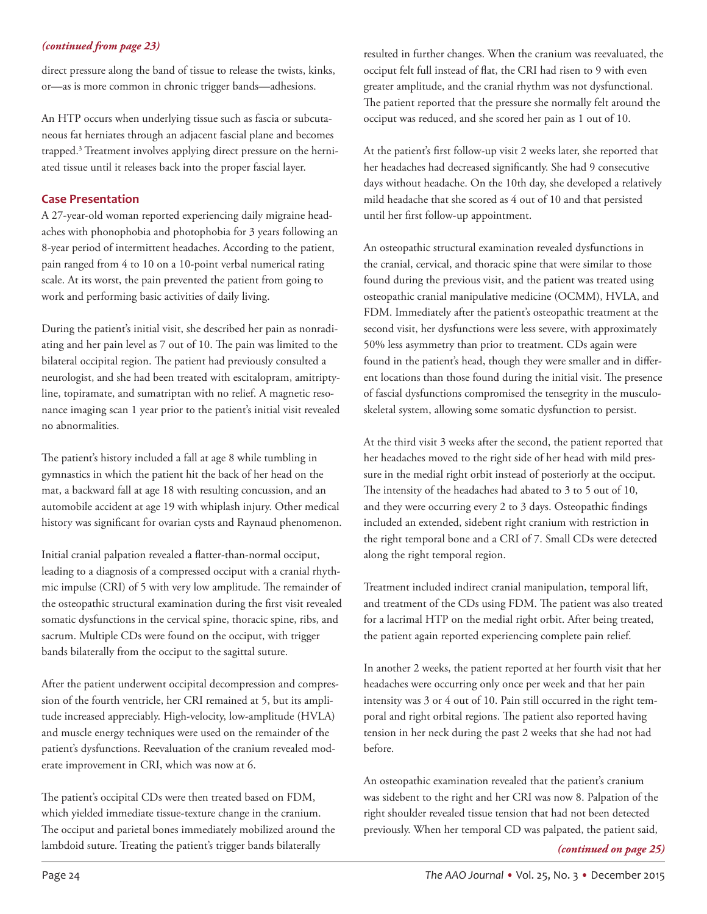*(continued from page 23)*

direct pressure along the band of tissue to release the twists, kinks, or—as is more common in chronic trigger bands—adhesions.

An HTP occurs when underlying tissue such as fascia or subcutaneous fat herniates through an adjacent fascial plane and becomes trapped.[3] Treatment involves applying direct pressure on the herniated tissue until it releases back into the proper fascial layer.

## Case Presentation

A 27-year-old woman reported experiencing daily migraine headaches with phonophobia and photophobia for 3 years following an 8-year period of intermittent headaches. According to the patient, pain ranged from 4 to 10 on a 10-point verbal numerical rating scale. At its worst, the pain prevented the patient from going to work and performing basic activities of daily living.

During the patient's initial visit, she described her pain as nonradiating and her pain level as 7 out of 10. The pain was limited to the bilateral occipital region. The patient had previously consulted a neurologist, and she had been treated with escitalopram, amitriptyline, topiramate, and sumatriptan with no relief. A magnetic resonance imaging scan 1 year prior to the patient's initial visit revealed no abnormalities.

The patient's history included a fall at age 8 while tumbling in gymnastics in which the patient hit the back of her head on the mat, a backward fall at age 18 with resulting concussion, and an automobile accident at age 19 with whiplash injury. Other medical history was significant for ovarian cysts and Raynaud phenomenon.

Initial cranial palpation revealed a flatter-than-normal occiput, leading to a diagnosis of a compressed occiput with a cranial rhythmic impulse (CRI) of 5 with very low amplitude. The remainder of the osteopathic structural examination during the first visit revealed somatic dysfunctions in the cervical spine, thoracic spine, ribs, and sacrum. Multiple CDs were found on the occiput, with trigger bands bilaterally from the occiput to the sagittal suture.

After the patient underwent occipital decompression and compression of the fourth ventricle, her CRI remained at 5, but its amplitude increased appreciably. High-velocity, low-amplitude (HVLA) and muscle energy techniques were used on the remainder of the patient's dysfunctions. Reevaluation of the cranium revealed moderate improvement in CRI, which was now at 6.

The patient's occipital CDs were then treated based on FDM, which yielded immediate tissue-texture change in the cranium. The occiput and parietal bones immediately mobilized around the lambdoid suture. Treating the patient's trigger bands bilaterally resulted in further changes. When the cranium was reevaluated, the occiput felt full instead of flat, the CRI had risen to 9 with even greater amplitude, and the cranial rhythm was not dysfunctional. The patient reported that the pressure she normally felt around the occiput was reduced, and she scored her pain as 1 out of 10.

At the patient's first follow-up visit 2 weeks later, she reported that her headaches had decreased significantly. She had 9 consecutive days without headache. On the 10th day, she developed a relatively mild headache that she scored as 4 out of 10 and that persisted until her first follow-up appointment.

An osteopathic structural examination revealed dysfunctions in the cranial, cervical, and thoracic spine that were similar to those found during the previous visit, and the patient was treated using osteopathic cranial manipulative medicine (OCMM), HVLA, and FDM. Immediately after the patient's osteopathic treatment at the second visit, her dysfunctions were less severe, with approximately 50% less asymmetry than prior to treatment. CDs again were found in the patient's head, though they were smaller and in different locations than those found during the initial visit. The presence of fascial dysfunctions compromised the tensegrity in the musculoskeletal system, allowing some somatic dysfunction to persist.

At the third visit 3 weeks after the second, the patient reported that her headaches moved to the right side of her head with mild pressure in the medial right orbit instead of posteriorly at the occiput. The intensity of the headaches had abated to 3 to 5 out of 10, and they were occurring every 2 to 3 days. Osteopathic findings included an extended, sidebent right cranium with restriction in the right temporal bone and a CRI of 7. Small CDs were detected along the right temporal region.

Treatment included indirect cranial manipulation, temporal lift, and treatment of the CDs using FDM. The patient was also treated for a lacrimal HTP on the medial right orbit. After being treated, the patient again reported experiencing complete pain relief.

In another 2 weeks, the patient reported at her fourth visit that her headaches were occurring only once per week and that her pain intensity was 3 or 4 out of 10. Pain still occurred in the right temporal and right orbital regions. The patient also reported having tension in her neck during the past 2 weeks that she had not had before.

An osteopathic examination revealed that the patient's cranium was sidebent to the right and her CRI was now 8. Palpation of the right shoulder revealed tissue tension that had not been detected previously. When her temporal CD was palpated, the patient said,

*(continued on page 25)*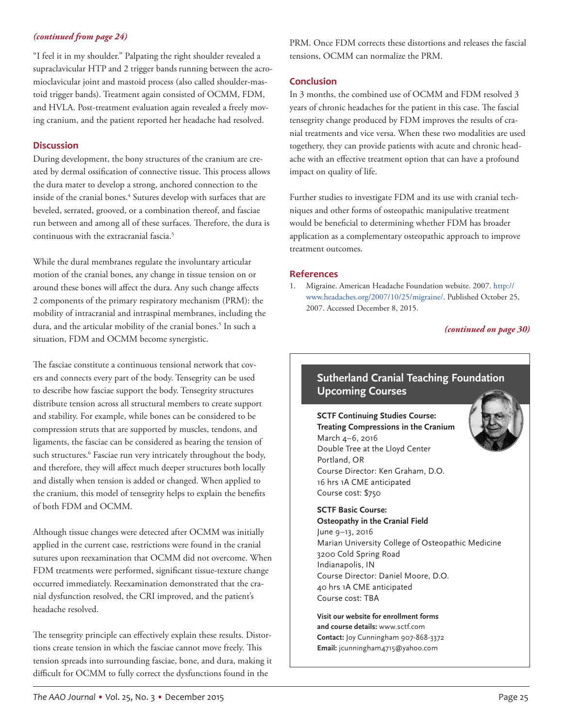*(continued from page 24)*

"I feel it in my shoulder." Palpating the right shoulder revealed a supraclavicular HTP and 2 trigger bands running between the acromioclavicular joint and mastoid process (also called shoulder-mastoid trigger bands). Treatment again consisted of OCMM, FDM, and HVLA. Post-treatment evaluation again revealed a freely moving cranium, and the patient reported her headache had resolved.

## Discussion

During development, the bony structures of the cranium are created by dermal ossification of connective tissue. This process allows the dura mater to develop a strong, anchored connection to the inside of the cranial bones.[4] Sutures develop with surfaces that are beveled, serrated, grooved, or a combination thereof, and fasciae run between and among all of these surfaces. Therefore, the dura is continuous with the extracranial fascia.[5]

While the dural membranes regulate the involuntary articular motion of the cranial bones, any change in tissue tension on or around these bones will affect the dura. Any such change affects 2 components of the primary respiratory mechanism (PRM): the mobility of intracranial and intraspinal membranes, including the dura, and the articular mobility of the cranial bones.[5] In such a situation, FDM and OCMM become synergistic.

The fasciae constitute a continuous tensional network that covers and connects every part of the body. Tensegrity can be used to describe how fasciae support the body. Tensegrity structures distribute tension across all structural members to create support and stability. For example, while bones can be considered to be compression struts that are supported by muscles, tendons, and ligaments, the fasciae can be considered as bearing the tension of such structures.[6] Fasciae run very intricately throughout the body, and therefore, they will affect much deeper structures both locally and distally when tension is added or changed. When applied to the cranium, this model of tensegrity helps to explain the benefits of both FDM and OCMM.

Although tissue changes were detected after OCMM was initially applied in the current case, restrictions were found in the cranial sutures upon reexamination that OCMM did not overcome. When FDM treatments were performed, significant tissue-texture change occurred immediately. Reexamination demonstrated that the cranial dysfunction resolved, the CRI improved, and the patient's headache resolved.

The tensegrity principle can effectively explain these results. Distortions create tension in which the fasciae cannot move freely. This tension spreads into surrounding fasciae, bone, and dura, making it difficult for OCMM to fully correct the dysfunctions found in the PRM. Once FDM corrects these distortions and releases the fascial tensions, OCMM can normalize the PRM.

## Conclusion

In 3 months, the combined use of OCMM and FDM resolved 3 years of chronic headaches for the patient in this case. The fascial tensegrity change produced by FDM improves the results of cranial treatments and vice versa. When these two modalities are used togethery, they can provide patients with acute and chronic headache with an effective treatment option that can have a profound impact on quality of life.

Further studies to investigate FDM and its use with cranial techniques and other forms of osteopathic manipulative treatment would be beneficial to determining whether FDM has broader application as a complementary osteopathic approach to improve treatment outcomes.

## References

1. Migraine. American Headache Foundation website. 2007. http://www.headaches.org/2007/10/25/migraine/. Published October 25, 2007. Accessed December 8, 2015.

*(continued on page 30)*

## Sutherland Cranial Teaching Foundation Upcoming Courses

**SCTF Continuing Studies Course:**
**Treating Compressions in the Cranium**
March 4–6, 2016
Double Tree at the Lloyd Center
Portland, OR
Course Director: Ken Graham, D.O.
16 hrs 1A CME anticipated
Course cost: $750

**SCTF Basic Course:**
**Osteopathy in the Cranial Field**
June 9–13, 2016
Marian University College of Osteopathic Medicine
3200 Cold Spring Road
Indianapolis, IN
Course Director: Daniel Moore, D.O.
40 hrs 1A CME anticipated
Course cost: TBA

**Visit our website for enrollment forms and course details:** www.sctf.com
**Contact:** Joy Cunningham 907-868-3372
**Email:** jcunningham4715@yahoo.com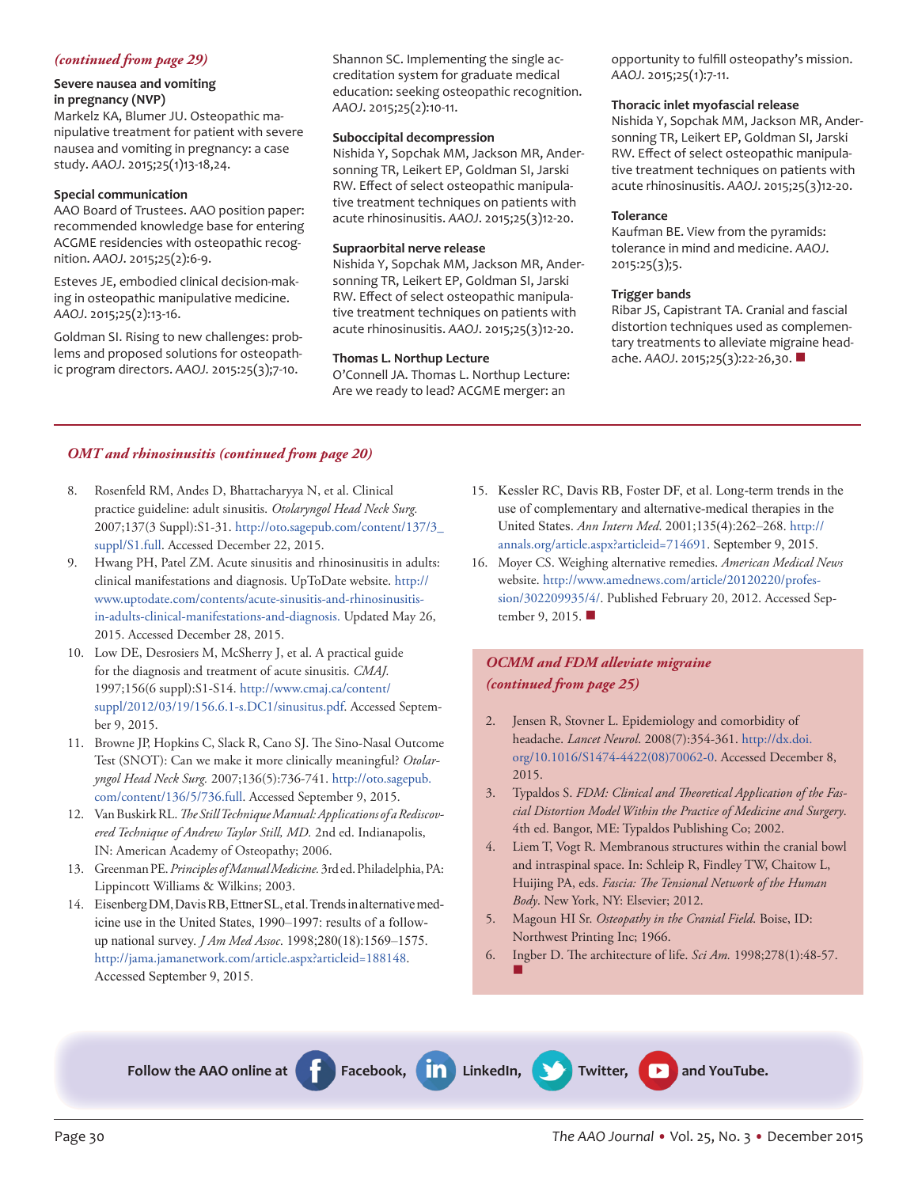*(continued from page 29)*

**Severe nausea and vomiting in pregnancy (NVP)**
Markelz KA, Blumer JU. Osteopathic manipulative treatment for patient with severe nausea and vomiting in pregnancy: a case study. *AAOJ*. 2015;25(1)13-18,24.

**Special communication**
AAO Board of Trustees. AAO position paper: recommended knowledge base for entering ACGME residencies with osteopathic recognition. *AAOJ*. 2015;25(2):6-9.

Esteves JE, embodied clinical decision-making in osteopathic manipulative medicine. *AAOJ*. 2015;25(2):13-16.

Goldman SI. Rising to new challenges: problems and proposed solutions for osteopathic program directors. *AAOJ*. 2015:25(3);7-10.

Shannon SC. Implementing the single accreditation system for graduate medical education: seeking osteopathic recognition. *AAOJ*. 2015;25(2):10-11.

**Suboccipital decompression**
Nishida Y, Sopchak MM, Jackson MR, Andersonning TR, Leikert EP, Goldman SI, Jarski RW. Effect of select osteopathic manipulative treatment techniques on patients with acute rhinosinusitis. *AAOJ*. 2015;25(3)12-20.

**Supraorbital nerve release**
Nishida Y, Sopchak MM, Jackson MR, Andersonning TR, Leikert EP, Goldman SI, Jarski RW. Effect of select osteopathic manipulative treatment techniques on patients with acute rhinosinusitis. *AAOJ*. 2015;25(3)12-20.

**Thomas L. Northup Lecture**
O'Connell JA. Thomas L. Northup Lecture: Are we ready to lead? ACGME merger: an opportunity to fulfill osteopathy's mission. *AAOJ*. 2015;25(1):7-11.

**Thoracic inlet myofascial release**
Nishida Y, Sopchak MM, Jackson MR, Andersonning TR, Leikert EP, Goldman SI, Jarski RW. Effect of select osteopathic manipulative treatment techniques on patients with acute rhinosinusitis. *AAOJ*. 2015;25(3)12-20.

**Tolerance**
Kaufman BE. View from the pyramids: tolerance in mind and medicine. *AAOJ*. 2015:25(3);5.

**Trigger bands**
Ribar JS, Capistrant TA. Cranial and fascial distortion techniques used as complementary treatments to alleviate migraine headache. *AAOJ*. 2015;25(3):22-26,30. ■

---

*OMT and rhinosinusitis (continued from page 20)*

8. Rosenfeld RM, Andes D, Bhattacharyya N, et al. Clinical practice guideline: adult sinusitis. *Otolaryngol Head Neck Surg*. 2007;137(3 Suppl):S1-31. http://oto.sagepub.com/content/137/3_suppl/S1.full. Accessed December 22, 2015.
9. Hwang PH, Patel ZM. Acute sinusitis and rhinosinusitis in adults: clinical manifestations and diagnosis. UpToDate website. http://www.uptodate.com/contents/acute-sinusitis-and-rhinosinusitis-in-adults-clinical-manifestations-and-diagnosis. Updated May 26, 2015. Accessed December 28, 2015.
10. Low DE, Desrosiers M, McSherry J, et al. A practical guide for the diagnosis and treatment of acute sinusitis. *CMAJ*. 1997;156(6 suppl):S1-S14. http://www.cmaj.ca/content/suppl/2012/03/19/156.6.1-s.DC1/sinusitus.pdf. Accessed September 9, 2015.
11. Browne JP, Hopkins C, Slack R, Cano SJ. The Sino-Nasal Outcome Test (SNOT): Can we make it more clinically meaningful? *Otolaryngol Head Neck Surg*. 2007;136(5):736-741. http://oto.sagepub.com/content/136/5/736.full. Accessed September 9, 2015.
12. Van Buskirk RL. *The Still Technique Manual: Applications of a Rediscovered Technique of Andrew Taylor Still, MD.* 2nd ed. Indianapolis, IN: American Academy of Osteopathy; 2006.
13. Greenman PE. *Principles of Manual Medicine.* 3rd ed. Philadelphia, PA: Lippincott Williams & Wilkins; 2003.
14. Eisenberg DM, Davis RB, Ettner SL, et al. Trends in alternative medicine use in the United States, 1990–1997: results of a follow-up national survey. *J Am Med Assoc*. 1998;280(18):1569–1575. http://jama.jamanetwork.com/article.aspx?articleid=188148. Accessed September 9, 2015.
15. Kessler RC, Davis RB, Foster DF, et al. Long-term trends in the use of complementary and alternative-medical therapies in the United States. *Ann Intern Med*. 2001;135(4):262–268. http://annals.org/article.aspx?articleid=714691. September 9, 2015.
16. Moyer CS. Weighing alternative remedies. *American Medical News* website. http://www.amednews.com/article/20120220/profession/302209935/4/. Published February 20, 2012. Accessed September 9, 2015. ■

*OCMM and FDM alleviate migraine (continued from page 25)*

2. Jensen R, Stovner L. Epidemiology and comorbidity of headache. *Lancet Neurol*. 2008(7):354-361. http://dx.doi.org/10.1016/S1474-4422(08)70062-0. Accessed December 8, 2015.
3. Typaldos S. *FDM: Clinical and Theoretical Application of the Fascial Distortion Model Within the Practice of Medicine and Surgery*. 4th ed. Bangor, ME: Typaldos Publishing Co; 2002.
4. Liem T, Vogt R. Membranous structures within the cranial bowl and intraspinal space. In: Schleip R, Findley TW, Chaitow L, Huijing PA, eds. *Fascia: The Tensional Network of the Human Body*. New York, NY: Elsevier; 2012.
5. Magoun HI Sr. *Osteopathy in the Cranial Field*. Boise, ID: Northwest Printing Inc; 1966.
6. Ingber D. The architecture of life. *Sci Am*. 1998;278(1):48-57. ■

Follow the AAO online at Facebook, LinkedIn, Twitter, and YouTube.